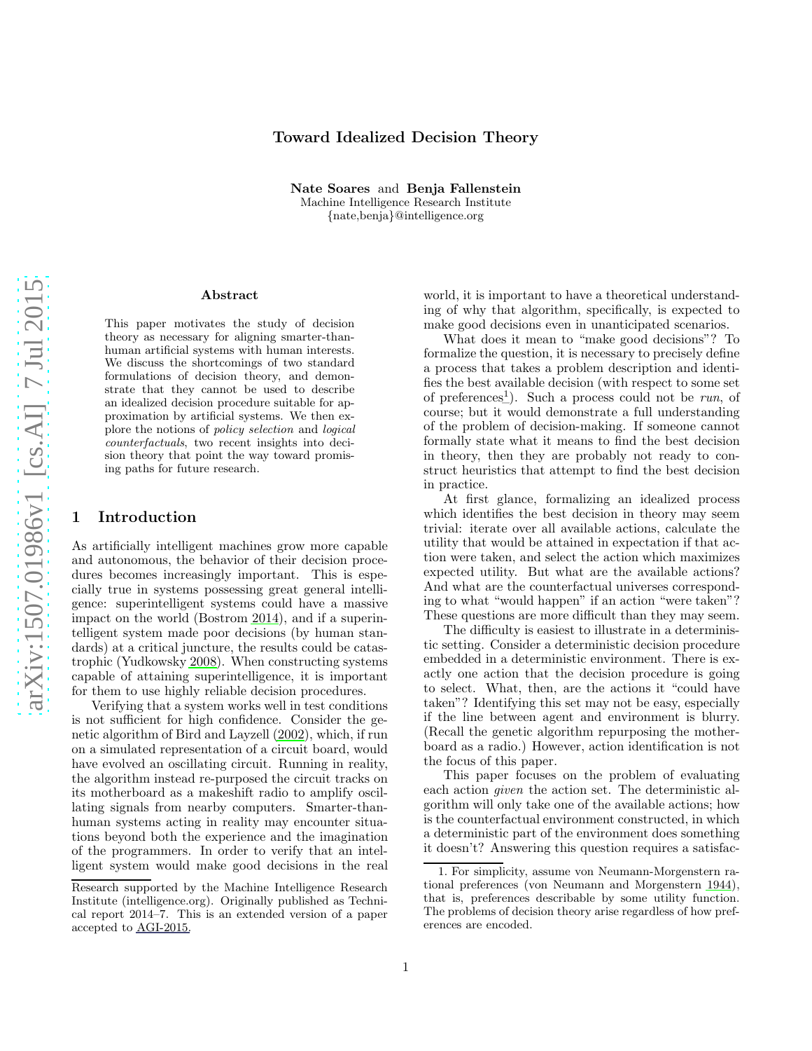# Toward Idealized Decision Theory

**Nate Soares** and **Benja Fallenstein**
Machine Intelligence Research Institute
{nate,benja}@intelligence.org

### Abstract

This paper motivates the study of decision theory as necessary for aligning smarter-than-human artificial systems with human interests. We discuss the shortcomings of two standard formulations of decision theory, and demonstrate that they cannot be used to describe an idealized decision procedure suitable for approximation by artificial systems. We then explore the notions of *policy selection* and *logical counterfactuals*, two recent insights into decision theory that point the way toward promising paths for future research.

## 1 Introduction

As artificially intelligent machines grow more capable and autonomous, the behavior of their decision procedures becomes increasingly important. This is especially true in systems possessing great general intelligence: superintelligent systems could have a massive impact on the world (Bostrom 2014), and if a superintelligent system made poor decisions (by human standards) at a critical juncture, the results could be catastrophic (Yudkowsky 2008). When constructing systems capable of attaining superintelligence, it is important for them to use highly reliable decision procedures.

Verifying that a system works well in test conditions is not sufficient for high confidence. Consider the genetic algorithm of Bird and Layzell (2002), which, if run on a simulated representation of a circuit board, would have evolved an oscillating circuit. Running in reality, the algorithm instead re-purposed the circuit tracks on its motherboard as a makeshift radio to amplify oscillating signals from nearby computers. Smarter-than-human systems acting in reality may encounter situations beyond both the experience and the imagination of the programmers. In order to verify that an intelligent system would make good decisions in the real world, it is important to have a theoretical understanding of why that algorithm, specifically, is expected to make good decisions even in unanticipated scenarios.

What does it mean to "make good decisions"? To formalize the question, it is necessary to precisely define a process that takes a problem description and identifies the best available decision (with respect to some set of preferences[1]). Such a process could not be *run*, of course; but it would demonstrate a full understanding of the problem of decision-making. If someone cannot formally state what it means to find the best decision in theory, then they are probably not ready to construct heuristics that attempt to find the best decision in practice.

At first glance, formalizing an idealized process which identifies the best decision in theory may seem trivial: iterate over all available actions, calculate the utility that would be attained in expectation if that action were taken, and select the action which maximizes expected utility. But what are the available actions? And what are the counterfactual universes corresponding to what "would happen" if an action "were taken"? These questions are more difficult than they may seem.

The difficulty is easiest to illustrate in a deterministic setting. Consider a deterministic decision procedure embedded in a deterministic environment. There is exactly one action that the decision procedure is going to select. What, then, are the actions it "could have taken"? Identifying this set may not be easy, especially if the line between agent and environment is blurry. (Recall the genetic algorithm repurposing the motherboard as a radio.) However, action identification is not the focus of this paper.

This paper focuses on the problem of evaluating each action *given* the action set. The deterministic algorithm will only take one of the available actions; how is the counterfactual environment constructed, in which a deterministic part of the environment does something it doesn't? Answering this question requires a satisfac-

---

Research supported by the Machine Intelligence Research Institute (intelligence.org). Originally published as Technical report 2014–7. This is an extended version of a paper accepted to AGI-2015.

1. For simplicity, assume von Neumann-Morgenstern rational preferences (von Neumann and Morgenstern 1944), that is, preferences describable by some utility function. The problems of decision theory arise regardless of how preferences are encoded.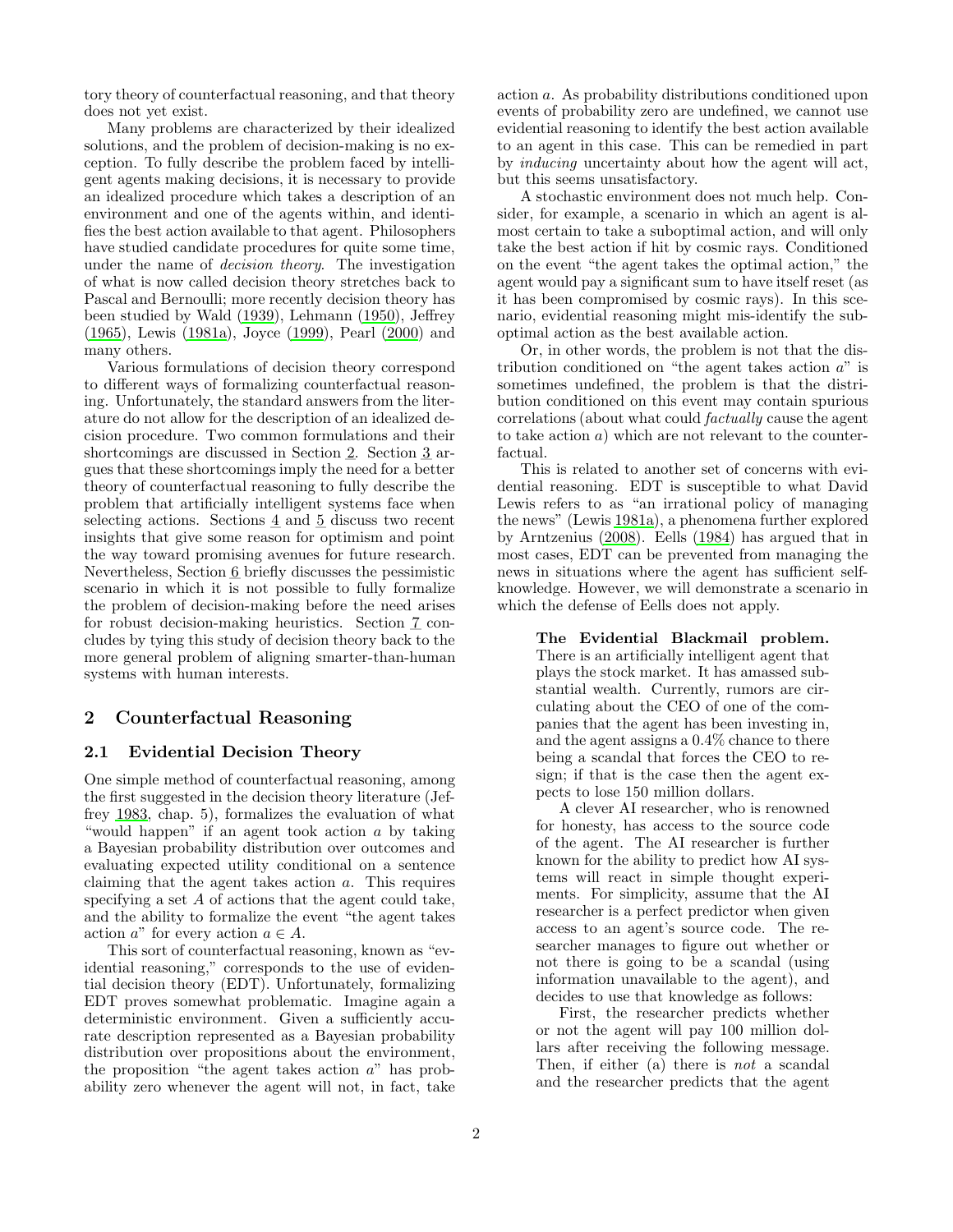tory theory of counterfactual reasoning, and that theory does not yet exist.

Many problems are characterized by their idealized solutions, and the problem of decision-making is no exception. To fully describe the problem faced by intelligent agents making decisions, it is necessary to provide an idealized procedure which takes a description of an environment and one of the agents within, and identifies the best action available to that agent. Philosophers have studied candidate procedures for quite some time, under the name of *decision theory*. The investigation of what is now called decision theory stretches back to Pascal and Bernoulli; more recently decision theory has been studied by Wald (1939), Lehmann (1950), Jeffrey (1965), Lewis (1981a), Joyce (1999), Pearl (2000) and many others.

Various formulations of decision theory correspond to different ways of formalizing counterfactual reasoning. Unfortunately, the standard answers from the literature do not allow for the description of an idealized decision procedure. Two common formulations and their shortcomings are discussed in Section 2. Section 3 argues that these shortcomings imply the need for a better theory of counterfactual reasoning to fully describe the problem that artificially intelligent systems face when selecting actions. Sections 4 and 5 discuss two recent insights that give some reason for optimism and point the way toward promising avenues for future research. Nevertheless, Section 6 briefly discusses the pessimistic scenario in which it is not possible to fully formalize the problem of decision-making before the need arises for robust decision-making heuristics. Section 7 concludes by tying this study of decision theory back to the more general problem of aligning smarter-than-human systems with human interests.

## 2 Counterfactual Reasoning

### 2.1 Evidential Decision Theory

One simple method of counterfactual reasoning, among the first suggested in the decision theory literature (Jeffrey 1983, chap. 5), formalizes the evaluation of what "would happen" if an agent took action $a$ by taking a Bayesian probability distribution over outcomes and evaluating expected utility conditional on a sentence claiming that the agent takes action $a$. This requires specifying a set $A$ of actions that the agent could take, and the ability to formalize the event "the agent takes action $a$" for every action $a \in A$.

This sort of counterfactual reasoning, known as "evidential reasoning," corresponds to the use of evidential decision theory (EDT). Unfortunately, formalizing EDT proves somewhat problematic. Imagine again a deterministic environment. Given a sufficiently accurate description represented as a Bayesian probability distribution over propositions about the environment, the proposition "the agent takes action $a$" has probability zero whenever the agent will not, in fact, take action $a$. As probability distributions conditioned upon events of probability zero are undefined, we cannot use evidential reasoning to identify the best action available to an agent in this case. This can be remedied in part by *inducing* uncertainty about how the agent will act, but this seems unsatisfactory.

A stochastic environment does not much help. Consider, for example, a scenario in which an agent is almost certain to take a suboptimal action, and will only take the best action if hit by cosmic rays. Conditioned on the event "the agent takes the optimal action," the agent would pay a significant sum to have itself reset (as it has been compromised by cosmic rays). In this scenario, evidential reasoning might mis-identify the suboptimal action as the best available action.

Or, in other words, the problem is not that the distribution conditioned on "the agent takes action $a$" is sometimes undefined, the problem is that the distribution conditioned on this event may contain spurious correlations (about what could *factually* cause the agent to take action $a$) which are not relevant to the counterfactual.

This is related to another set of concerns with evidential reasoning. EDT is susceptible to what David Lewis refers to as "an irrational policy of managing the news" (Lewis 1981a), a phenomena further explored by Arntzenius (2008). Eells (1984) has argued that in most cases, EDT can be prevented from managing the news in situations where the agent has sufficient self-knowledge. However, we will demonstrate a scenario in which the defense of Eells does not apply.

> **The Evidential Blackmail problem.** There is an artificially intelligent agent that plays the stock market. It has amassed substantial wealth. Currently, rumors are circulating about the CEO of one of the companies that the agent has been investing in, and the agent assigns a 0.4% chance to there being a scandal that forces the CEO to resign; if that is the case then the agent expects to lose 150 million dollars.
>
> A clever AI researcher, who is renowned for honesty, has access to the source code of the agent. The AI researcher is further known for the ability to predict how AI systems will react in simple thought experiments. For simplicity, assume that the AI researcher is a perfect predictor when given access to an agent's source code. The researcher manages to figure out whether or not there is going to be a scandal (using information unavailable to the agent), and decides to use that knowledge as follows:
>
> First, the researcher predicts whether or not the agent will pay 100 million dollars after receiving the following message. Then, if either (a) there is *not* a scandal and the researcher predicts that the agent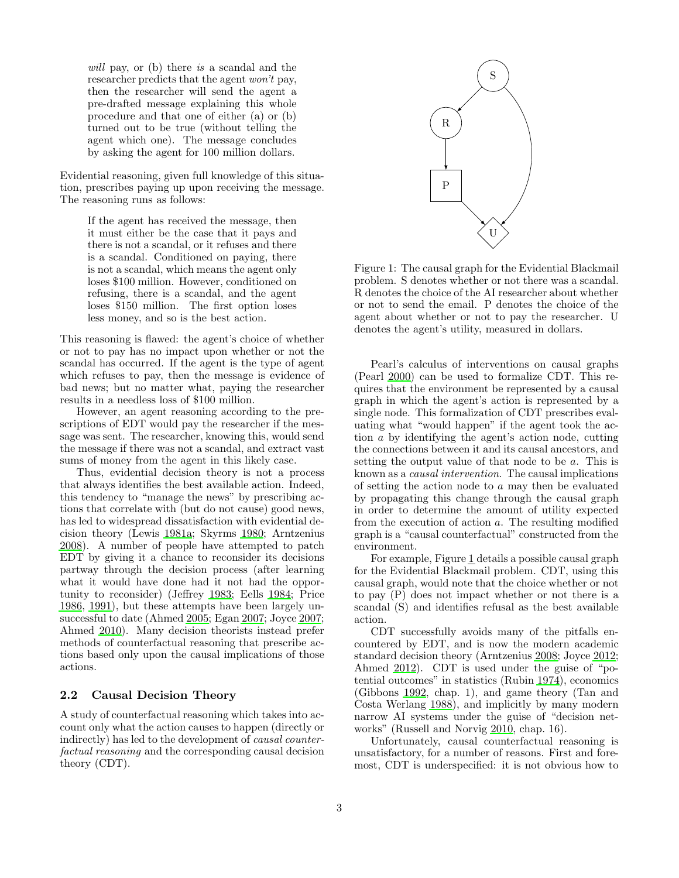*will* pay, or (b) there *is* a scandal and the researcher predicts that the agent *won't* pay, then the researcher will send the agent a pre-drafted message explaining this whole procedure and that one of either (a) or (b) turned out to be true (without telling the agent which one). The message concludes by asking the agent for 100 million dollars.

Evidential reasoning, given full knowledge of this situation, prescribes paying up upon receiving the message. The reasoning runs as follows:

> If the agent has received the message, then it must either be the case that it pays and there is not a scandal, or it refuses and there is a scandal. Conditioned on paying, there is not a scandal, which means the agent only loses \$100 million. However, conditioned on refusing, there is a scandal, and the agent loses \$150 million. The first option loses less money, and so is the best action.

This reasoning is flawed: the agent's choice of whether or not to pay has no impact upon whether or not the scandal has occurred. If the agent is the type of agent which refuses to pay, then the message is evidence of bad news; but no matter what, paying the researcher results in a needless loss of \$100 million.

However, an agent reasoning according to the prescriptions of EDT would pay the researcher if the message was sent. The researcher, knowing this, would send the message if there was not a scandal, and extract vast sums of money from the agent in this likely case.

Thus, evidential decision theory is not a process that always identifies the best available action. Indeed, this tendency to "manage the news" by prescribing actions that correlate with (but do not cause) good news, has led to widespread dissatisfaction with evidential decision theory (Lewis 1981a; Skyrms 1980; Arntzenius 2008). A number of people have attempted to patch EDT by giving it a chance to reconsider its decisions partway through the decision process (after learning what it would have done had it not had the opportunity to reconsider) (Jeffrey 1983; Eells 1984; Price 1986, 1991), but these attempts have been largely unsuccessful to date (Ahmed 2005; Egan 2007; Joyce 2007; Ahmed 2010). Many decision theorists instead prefer methods of counterfactual reasoning that prescribe actions based only upon the causal implications of those actions.

### 2.2 Causal Decision Theory

A study of counterfactual reasoning which takes into account only what the action causes to happen (directly or indirectly) has led to the development of *causal counterfactual reasoning* and the corresponding causal decision theory (CDT).

Figure 1: The causal graph for the Evidential Blackmail problem. S denotes whether or not there was a scandal. R denotes the choice of the AI researcher about whether or not to send the email. P denotes the choice of the agent about whether or not to pay the researcher. U denotes the agent's utility, measured in dollars.

Pearl's calculus of interventions on causal graphs (Pearl 2000) can be used to formalize CDT. This requires that the environment be represented by a causal graph in which the agent's action is represented by a single node. This formalization of CDT prescribes evaluating what "would happen" if the agent took the action $a$ by identifying the agent's action node, cutting the connections between it and its causal ancestors, and setting the output value of that node to be $a$. This is known as a *causal intervention*. The causal implications of setting the action node to $a$ may then be evaluated by propagating this change through the causal graph in order to determine the amount of utility expected from the execution of action $a$. The resulting modified graph is a "causal counterfactual" constructed from the environment.

For example, Figure 1 details a possible causal graph for the Evidential Blackmail problem. CDT, using this causal graph, would note that the choice whether or not to pay (P) does not impact whether or not there is a scandal (S) and identifies refusal as the best available action.

CDT successfully avoids many of the pitfalls encountered by EDT, and is now the modern academic standard decision theory (Arntzenius 2008; Joyce 2012; Ahmed 2012). CDT is used under the guise of "potential outcomes" in statistics (Rubin 1974), economics (Gibbons 1992, chap. 1), and game theory (Tan and Costa Werlang 1988), and implicitly by many modern narrow AI systems under the guise of "decision networks" (Russell and Norvig 2010, chap. 16).

Unfortunately, causal counterfactual reasoning is unsatisfactory, for a number of reasons. First and foremost, CDT is underspecified: it is not obvious how to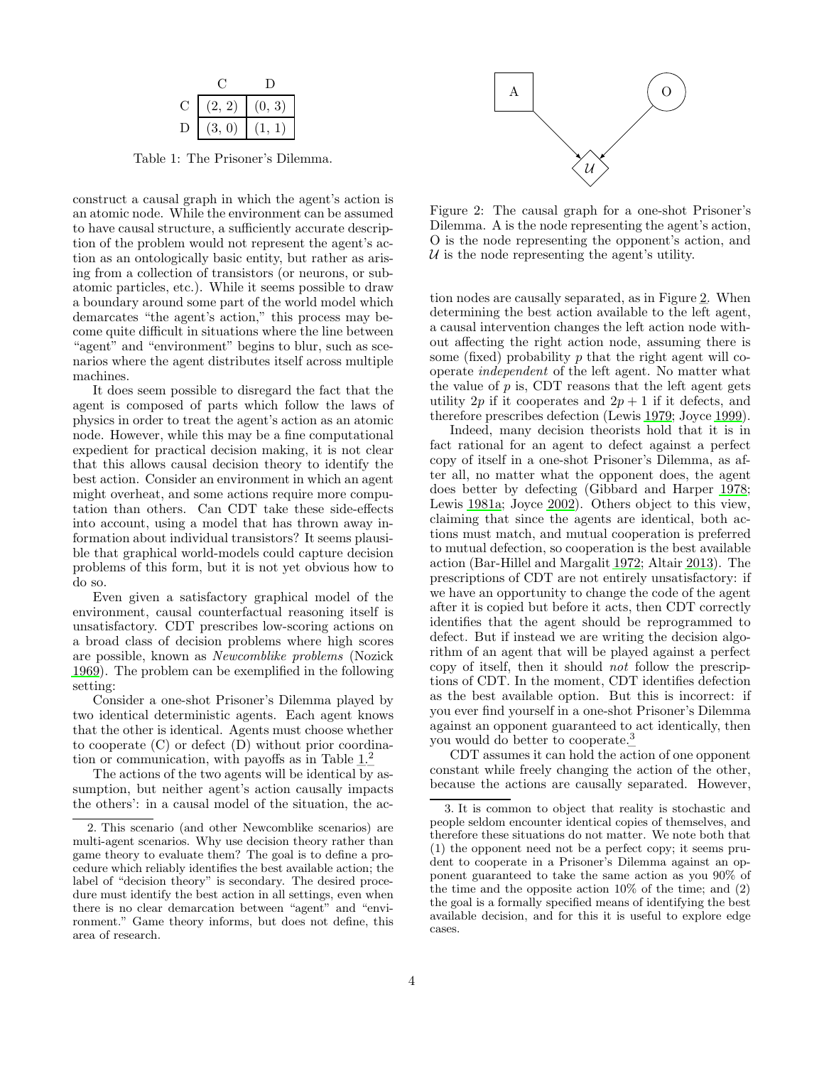|   | C | D |
|---|---|---|
| C | (2, 2) | (0, 3) |
| D | (3, 0) | (1, 1) |

Table 1: The Prisoner's Dilemma.

construct a causal graph in which the agent's action is an atomic node. While the environment can be assumed to have causal structure, a sufficiently accurate description of the problem would not represent the agent's action as an ontologically basic entity, but rather as arising from a collection of transistors (or neurons, or subatomic particles, etc.). While it seems possible to draw a boundary around some part of the world model which demarcates "the agent's action," this process may become quite difficult in situations where the line between "agent" and "environment" begins to blur, such as scenarios where the agent distributes itself across multiple machines.

It does seem possible to disregard the fact that the agent is composed of parts which follow the laws of physics in order to treat the agent's action as an atomic node. However, while this may be a fine computational expedient for practical decision making, it is not clear that this allows causal decision theory to identify the best action. Consider an environment in which an agent might overheat, and some actions require more computation than others. Can CDT take these side-effects into account, using a model that has thrown away information about individual transistors? It seems plausible that graphical world-models could capture decision problems of this form, but it is not yet obvious how to do so.

Even given a satisfactory graphical model of the environment, causal counterfactual reasoning itself is unsatisfactory. CDT prescribes low-scoring actions on a broad class of decision problems where high scores are possible, known as *Newcomblike problems* (Nozick 1969). The problem can be exemplified in the following setting:

Consider a one-shot Prisoner's Dilemma played by two identical deterministic agents. Each agent knows that the other is identical. Agents must choose whether to cooperate (C) or defect (D) without prior coordination or communication, with payoffs as in Table 1.[2]

The actions of the two agents will be identical by assumption, but neither agent's action causally impacts the others': in a causal model of the situation, the action nodes are causally separated, as in Figure 2. When determining the best action available to the left agent, a causal intervention changes the left action node without affecting the right action node, assuming there is some (fixed) probability $p$ that the right agent will cooperate *independent* of the left agent. No matter what the value of $p$ is, CDT reasons that the left agent gets utility $2p$ if it cooperates and $2p + 1$ if it defects, and therefore prescribes defection (Lewis 1979; Joyce 1999).

Figure 2: The causal graph for a one-shot Prisoner's Dilemma. A is the node representing the agent's action, O is the node representing the opponent's action, and $\mathcal{U}$ is the node representing the agent's utility.

Indeed, many decision theorists hold that it is in fact rational for an agent to defect against a perfect copy of itself in a one-shot Prisoner's Dilemma, as after all, no matter what the opponent does, the agent does better by defecting (Gibbard and Harper 1978; Lewis 1981a; Joyce 2002). Others object to this view, claiming that since the agents are identical, both actions must match, and mutual cooperation is preferred to mutual defection, so cooperation is the best available action (Bar-Hillel and Margalit 1972; Altair 2013). The prescriptions of CDT are not entirely unsatisfactory: if we have an opportunity to change the code of the agent after it is copied but before it acts, then CDT correctly identifies that the agent should be reprogrammed to defect. But if instead we are writing the decision algorithm of an agent that will be played against a perfect copy of itself, then it should *not* follow the prescriptions of CDT. In the moment, CDT identifies defection as the best available option. But this is incorrect: if you ever find yourself in a one-shot Prisoner's Dilemma against an opponent guaranteed to act identically, then you would do better to cooperate.[3]

CDT assumes it can hold the action of one opponent constant while freely changing the action of the other, because the actions are causally separated. However,

2. This scenario (and other Newcomblike scenarios) are multi-agent scenarios. Why use decision theory rather than game theory to evaluate them? The goal is to define a procedure which reliably identifies the best available action; the label of "decision theory" is secondary. The desired procedure must identify the best action in all settings, even when there is no clear demarcation between "agent" and "environment." Game theory informs, but does not define, this area of research.

3. It is common to object that reality is stochastic and people seldom encounter identical copies of themselves, and therefore these situations do not matter. We note both that (1) the opponent need not be a perfect copy; it seems prudent to cooperate in a Prisoner's Dilemma against an opponent guaranteed to take the same action as you 90% of the time and the opposite action 10% of the time; and (2) the goal is a formally specified means of identifying the best available decision, and for this it is useful to explore edge cases.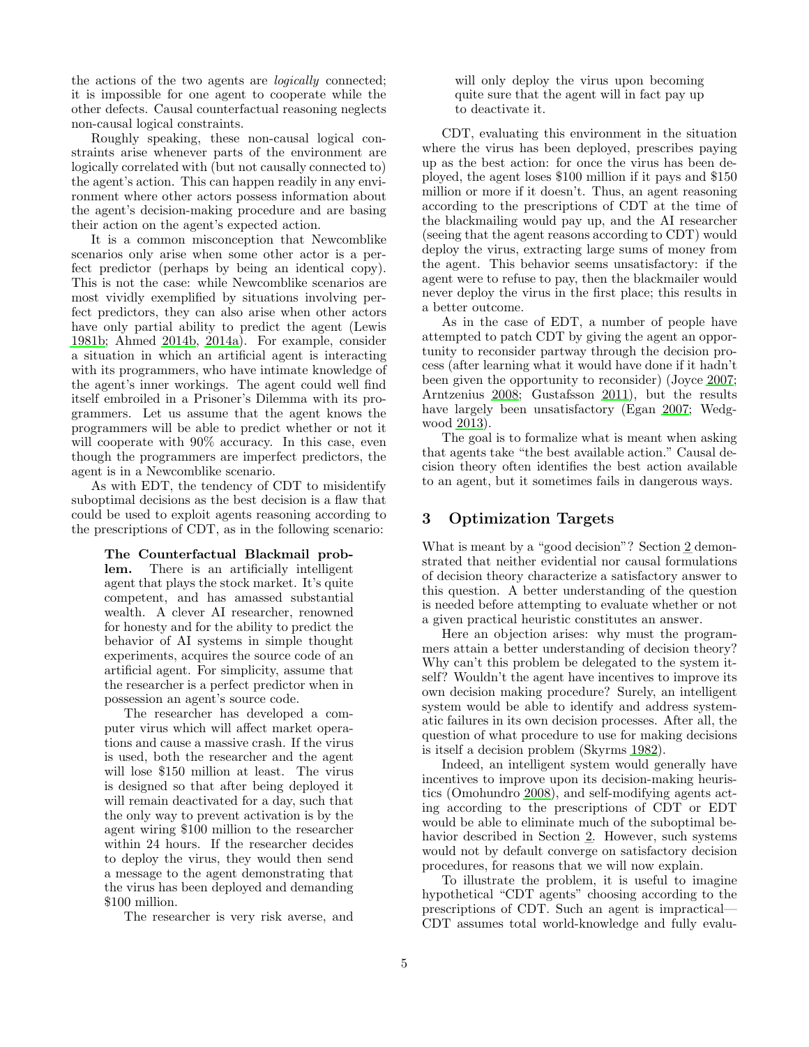the actions of the two agents are *logically* connected; it is impossible for one agent to cooperate while the other defects. Causal counterfactual reasoning neglects non-causal logical constraints.

Roughly speaking, these non-causal logical constraints arise whenever parts of the environment are logically correlated with (but not causally connected to) the agent's action. This can happen readily in any environment where other actors possess information about the agent's decision-making procedure and are basing their action on the agent's expected action.

It is a common misconception that Newcomblike scenarios only arise when some other actor is a perfect predictor (perhaps by being an identical copy). This is not the case: while Newcomblike scenarios are most vividly exemplified by situations involving perfect predictors, they can also arise when other actors have only partial ability to predict the agent (Lewis 1981b; Ahmed 2014b, 2014a). For example, consider a situation in which an artificial agent is interacting with its programmers, who have intimate knowledge of the agent's inner workings. The agent could well find itself embroiled in a Prisoner's Dilemma with its programmers. Let us assume that the agent knows the programmers will be able to predict whether or not it will cooperate with 90% accuracy. In this case, even though the programmers are imperfect predictors, the agent is in a Newcomblike scenario.

As with EDT, the tendency of CDT to misidentify suboptimal decisions as the best decision is a flaw that could be used to exploit agents reasoning according to the prescriptions of CDT, as in the following scenario:

> **The Counterfactual Blackmail problem.** There is an artificially intelligent agent that plays the stock market. It's quite competent, and has amassed substantial wealth. A clever AI researcher, renowned for honesty and for the ability to predict the behavior of AI systems in simple thought experiments, acquires the source code of an artificial agent. For simplicity, assume that the researcher is a perfect predictor when in possession an agent's source code.
>
> The researcher has developed a computer virus which will affect market operations and cause a massive crash. If the virus is used, both the researcher and the agent will lose $150 million at least. The virus is designed so that after being deployed it will remain deactivated for a day, such that the only way to prevent activation is by the agent wiring $100 million to the researcher within 24 hours. If the researcher decides to deploy the virus, they would then send a message to the agent demonstrating that the virus has been deployed and demanding $100 million.
>
> The researcher is very risk averse, and will only deploy the virus upon becoming quite sure that the agent will in fact pay up to deactivate it.

CDT, evaluating this environment in the situation where the virus has been deployed, prescribes paying up as the best action: for once the virus has been deployed, the agent loses $100 million if it pays and $150 million or more if it doesn't. Thus, an agent reasoning according to the prescriptions of CDT at the time of the blackmailing would pay up, and the AI researcher (seeing that the agent reasons according to CDT) would deploy the virus, extracting large sums of money from the agent. This behavior seems unsatisfactory: if the agent were to refuse to pay, then the blackmailer would never deploy the virus in the first place; this results in a better outcome.

As in the case of EDT, a number of people have attempted to patch CDT by giving the agent an opportunity to reconsider partway through the decision process (after learning what it would have done if it hadn't been given the opportunity to reconsider) (Joyce 2007; Arntzenius 2008; Gustafsson 2011), but the results have largely been unsatisfactory (Egan 2007; Wedgwood 2013).

The goal is to formalize what is meant when asking that agents take "the best available action." Causal decision theory often identifies the best action available to an agent, but it sometimes fails in dangerous ways.

## 3 Optimization Targets

What is meant by a "good decision"? Section 2 demonstrated that neither evidential nor causal formulations of decision theory characterize a satisfactory answer to this question. A better understanding of the question is needed before attempting to evaluate whether or not a given practical heuristic constitutes an answer.

Here an objection arises: why must the programmers attain a better understanding of decision theory? Why can't this problem be delegated to the system itself? Wouldn't the agent have incentives to improve its own decision making procedure? Surely, an intelligent system would be able to identify and address systematic failures in its own decision processes. After all, the question of what procedure to use for making decisions is itself a decision problem (Skyrms 1982).

Indeed, an intelligent system would generally have incentives to improve upon its decision-making heuristics (Omohundro 2008), and self-modifying agents acting according to the prescriptions of CDT or EDT would be able to eliminate much of the suboptimal behavior described in Section 2. However, such systems would not by default converge on satisfactory decision procedures, for reasons that we will now explain.

To illustrate the problem, it is useful to imagine hypothetical "CDT agents" choosing according to the prescriptions of CDT. Such an agent is impractical—CDT assumes total world-knowledge and fully evalu-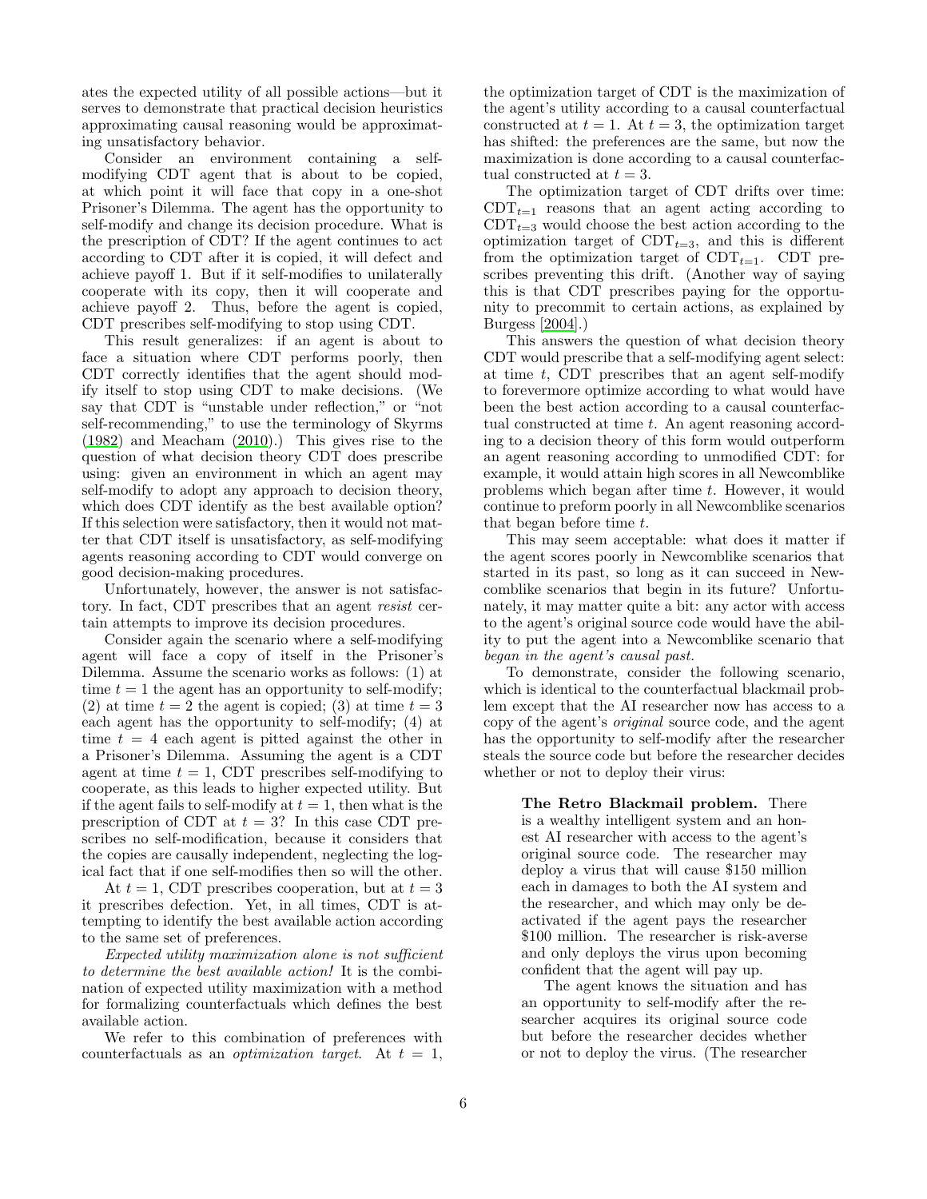ates the expected utility of all possible actions—but it serves to demonstrate that practical decision heuristics approximating causal reasoning would be approximating unsatisfactory behavior.

Consider an environment containing a self-modifying CDT agent that is about to be copied, at which point it will face that copy in a one-shot Prisoner's Dilemma. The agent has the opportunity to self-modify and change its decision procedure. What is the prescription of CDT? If the agent continues to act according to CDT after it is copied, it will defect and achieve payoff 1. But if it self-modifies to unilaterally cooperate with its copy, then it will cooperate and achieve payoff 2. Thus, before the agent is copied, CDT prescribes self-modifying to stop using CDT.

This result generalizes: if an agent is about to face a situation where CDT performs poorly, then CDT correctly identifies that the agent should modify itself to stop using CDT to make decisions. (We say that CDT is "unstable under reflection," or "not self-recommending," to use the terminology of Skyrms (1982) and Meacham (2010).) This gives rise to the question of what decision theory CDT does prescribe using: given an environment in which an agent may self-modify to adopt any approach to decision theory, which does CDT identify as the best available option? If this selection were satisfactory, then it would not matter that CDT itself is unsatisfactory, as self-modifying agents reasoning according to CDT would converge on good decision-making procedures.

Unfortunately, however, the answer is not satisfactory. In fact, CDT prescribes that an agent *resist* certain attempts to improve its decision procedures.

Consider again the scenario where a self-modifying agent will face a copy of itself in the Prisoner's Dilemma. Assume the scenario works as follows: (1) at time $t = 1$ the agent has an opportunity to self-modify; (2) at time $t = 2$ the agent is copied; (3) at time $t = 3$ each agent has the opportunity to self-modify; (4) at time $t = 4$ each agent is pitted against the other in a Prisoner's Dilemma. Assuming the agent is a CDT agent at time $t = 1$, CDT prescribes self-modifying to cooperate, as this leads to higher expected utility. But if the agent fails to self-modify at $t = 1$, then what is the prescription of CDT at $t = 3$? In this case CDT prescribes no self-modification, because it considers that the copies are causally independent, neglecting the logical fact that if one self-modifies then so will the other.

At $t = 1$, CDT prescribes cooperation, but at $t = 3$ it prescribes defection. Yet, in all times, CDT is attempting to identify the best available action according to the same set of preferences.

*Expected utility maximization alone is not sufficient to determine the best available action!* It is the combination of expected utility maximization with a method for formalizing counterfactuals which defines the best available action.

We refer to this combination of preferences with counterfactuals as an *optimization target*. At $t = 1$, the optimization target of CDT is the maximization of the agent's utility according to a causal counterfactual constructed at $t = 1$. At $t = 3$, the optimization target has shifted: the preferences are the same, but now the maximization is done according to a causal counterfactual constructed at $t = 3$.

The optimization target of CDT drifts over time: $\text{CDT}_{t=1}$ reasons that an agent acting according to $\text{CDT}_{t=3}$ would choose the best action according to the optimization target of $\text{CDT}_{t=3}$, and this is different from the optimization target of $\text{CDT}_{t=1}$. CDT prescribes preventing this drift. (Another way of saying this is that CDT prescribes paying for the opportunity to precommit to certain actions, as explained by Burgess [2004].)

This answers the question of what decision theory CDT would prescribe that a self-modifying agent select: at time $t$, CDT prescribes that an agent self-modify to forevermore optimize according to what would have been the best action according to a causal counterfactual constructed at time $t$. An agent reasoning according to a decision theory of this form would outperform an agent reasoning according to unmodified CDT: for example, it would attain high scores in all Newcomblike problems which began after time $t$. However, it would continue to preform poorly in all Newcomblike scenarios that began before time $t$.

This may seem acceptable: what does it matter if the agent scores poorly in Newcomblike scenarios that started in its past, so long as it can succeed in Newcomblike scenarios that begin in its future? Unfortunately, it may matter quite a bit: any actor with access to the agent's original source code would have the ability to put the agent into a Newcomblike scenario that *began in the agent's causal past.*

To demonstrate, consider the following scenario, which is identical to the counterfactual blackmail problem except that the AI researcher now has access to a copy of the agent's *original* source code, and the agent has the opportunity to self-modify after the researcher steals the source code but before the researcher decides whether or not to deploy their virus:

> **The Retro Blackmail problem.** There is a wealthy intelligent system and an honest AI researcher with access to the agent's original source code. The researcher may deploy a virus that will cause \$150 million each in damages to both the AI system and the researcher, and which may only be deactivated if the agent pays the researcher \$100 million. The researcher is risk-averse and only deploys the virus upon becoming confident that the agent will pay up.
>
> The agent knows the situation and has an opportunity to self-modify after the researcher acquires its original source code but before the researcher decides whether or not to deploy the virus. (The researcher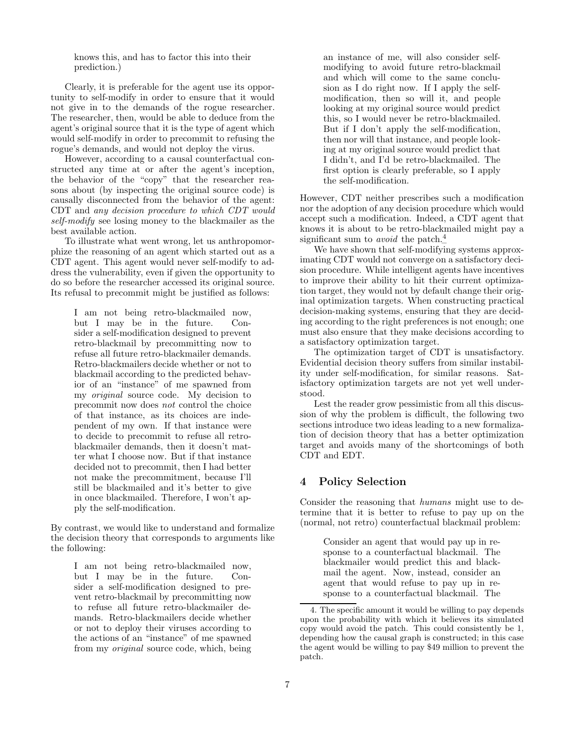knows this, and has to factor this into their prediction.)

Clearly, it is preferable for the agent use its opportunity to self-modify in order to ensure that it would not give in to the demands of the rogue researcher. The researcher, then, would be able to deduce from the agent's original source that it is the type of agent which would self-modify in order to precommit to refusing the rogue's demands, and would not deploy the virus.

However, according to a causal counterfactual constructed any time at or after the agent's inception, the behavior of the "copy" that the researcher reasons about (by inspecting the original source code) is causally disconnected from the behavior of the agent: CDT and *any decision procedure to which CDT would self-modify* see losing money to the blackmailer as the best available action.

To illustrate what went wrong, let us anthropomorphize the reasoning of an agent which started out as a CDT agent. This agent would never self-modify to address the vulnerability, even if given the opportunity to do so before the researcher accessed its original source. Its refusal to precommit might be justified as follows:

> I am not being retro-blackmailed now, but I may be in the future. Consider a self-modification designed to prevent retro-blackmail by precommitting now to refuse all future retro-blackmailer demands. Retro-blackmailers decide whether or not to blackmail according to the predicted behavior of an "instance" of me spawned from my *original* source code. My decision to precommit now does *not* control the choice of that instance, as its choices are independent of my own. If that instance were to decide to precommit to refuse all retro-blackmailer demands, then it doesn't matter what I choose now. But if that instance decided not to precommit, then I had better not make the precommitment, because I'll still be blackmailed and it's better to give in once blackmailed. Therefore, I won't apply the self-modification.

By contrast, we would like to understand and formalize the decision theory that corresponds to arguments like the following:

> I am not being retro-blackmailed now, but I may be in the future. Consider a self-modification designed to prevent retro-blackmail by precommitting now to refuse all future retro-blackmailer demands. Retro-blackmailers decide whether or not to deploy their viruses according to the actions of an "instance" of me spawned from my *original* source code, which, being an instance of me, will also consider self-modifying to avoid future retro-blackmail and which will come to the same conclusion as I do right now. If I apply the self-modification, then so will it, and people looking at my original source would predict this, so I would never be retro-blackmailed. But if I don't apply the self-modification, then nor will that instance, and people looking at my original source would predict that I didn't, and I'd be retro-blackmailed. The first option is clearly preferable, so I apply the self-modification.

However, CDT neither prescribes such a modification nor the adoption of any decision procedure which would accept such a modification. Indeed, a CDT agent that knows it is about to be retro-blackmailed might pay a significant sum to *avoid* the patch.[4]

We have shown that self-modifying systems approximating CDT would not converge on a satisfactory decision procedure. While intelligent agents have incentives to improve their ability to hit their current optimization target, they would not by default change their original optimization targets. When constructing practical decision-making systems, ensuring that they are deciding according to the right preferences is not enough; one must also ensure that they make decisions according to a satisfactory optimization target.

The optimization target of CDT is unsatisfactory. Evidential decision theory suffers from similar instability under self-modification, for similar reasons. Satisfactory optimization targets are not yet well understood.

Lest the reader grow pessimistic from all this discussion of why the problem is difficult, the following two sections introduce two ideas leading to a new formalization of decision theory that has a better optimization target and avoids many of the shortcomings of both CDT and EDT.

## 4 Policy Selection

Consider the reasoning that *humans* might use to determine that it is better to refuse to pay up on the (normal, not retro) counterfactual blackmail problem:

> Consider an agent that would pay up in response to a counterfactual blackmail. The blackmailer would predict this and blackmail the agent. Now, instead, consider an agent that would refuse to pay up in response to a counterfactual blackmail. The

4. The specific amount it would be willing to pay depends upon the probability with which it believes its simulated copy would avoid the patch. This could consistently be 1, depending how the causal graph is constructed; in this case the agent would be willing to pay \$49 million to prevent the patch.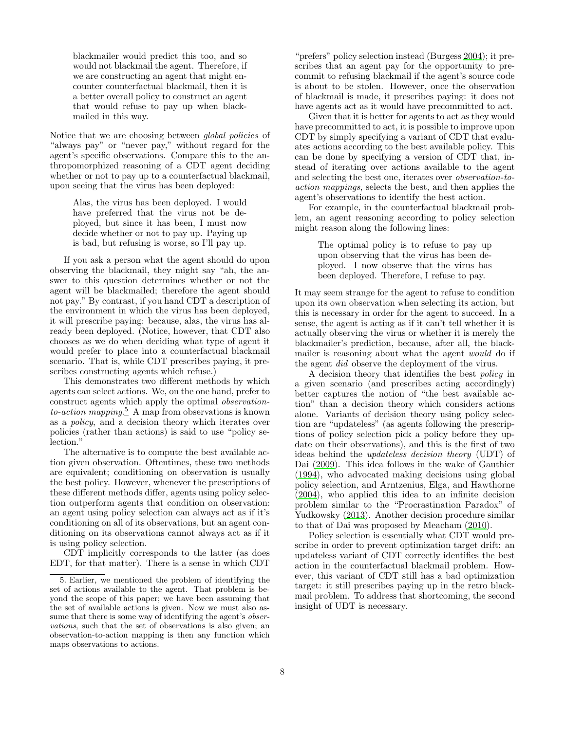> blackmailer would predict this too, and so would not blackmail the agent. Therefore, if we are constructing an agent that might encounter counterfactual blackmail, then it is a better overall policy to construct an agent that would refuse to pay up when blackmailed in this way.

Notice that we are choosing between *global policies* of "always pay" or "never pay," without regard for the agent's specific observations. Compare this to the anthropomorphized reasoning of a CDT agent deciding whether or not to pay up to a counterfactual blackmail, upon seeing that the virus has been deployed:

> Alas, the virus has been deployed. I would have preferred that the virus not be deployed, but since it has been, I must now decide whether or not to pay up. Paying up is bad, but refusing is worse, so I'll pay up.

If you ask a person what the agent should do upon observing the blackmail, they might say "ah, the answer to this question determines whether or not the agent will be blackmailed; therefore the agent should not pay." By contrast, if you hand CDT a description of the environment in which the virus has been deployed, it will prescribe paying: because, alas, the virus has already been deployed. (Notice, however, that CDT also chooses as we do when deciding what type of agent it would prefer to place into a counterfactual blackmail scenario. That is, while CDT prescribes paying, it prescribes constructing agents which refuse.)

This demonstrates two different methods by which agents can select actions. We, on the one hand, prefer to construct agents which apply the optimal *observation-to-action mapping*.[5] A map from observations is known as a *policy*, and a decision theory which iterates over policies (rather than actions) is said to use "policy selection."

The alternative is to compute the best available action given observation. Oftentimes, these two methods are equivalent; conditioning on observation is usually the best policy. However, whenever the prescriptions of these different methods differ, agents using policy selection outperform agents that condition on observation: an agent using policy selection can always act as if it's conditioning on all of its observations, but an agent conditioning on its observations cannot always act as if it is using policy selection.

CDT implicitly corresponds to the latter (as does EDT, for that matter). There is a sense in which CDT "prefers" policy selection instead (Burgess 2004); it prescribes that an agent pay for the opportunity to precommit to refusing blackmail if the agent's source code is about to be stolen. However, once the observation of blackmail is made, it prescribes paying: it does not have agents act as it would have precommitted to act.

Given that it is better for agents to act as they would have precommitted to act, it is possible to improve upon CDT by simply specifying a variant of CDT that evaluates actions according to the best available policy. This can be done by specifying a version of CDT that, instead of iterating over actions available to the agent and selecting the best one, iterates over *observation-to-action mappings*, selects the best, and then applies the agent's observations to identify the best action.

For example, in the counterfactual blackmail problem, an agent reasoning according to policy selection might reason along the following lines:

> The optimal policy is to refuse to pay up upon observing that the virus has been deployed. I now observe that the virus has been deployed. Therefore, I refuse to pay.

It may seem strange for the agent to refuse to condition upon its own observation when selecting its action, but this is necessary in order for the agent to succeed. In a sense, the agent is acting as if it can't tell whether it is actually observing the virus or whether it is merely the blackmailer's prediction, because, after all, the blackmailer is reasoning about what the agent *would* do if the agent *did* observe the deployment of the virus.

A decision theory that identifies the best *policy* in a given scenario (and prescribes acting accordingly) better captures the notion of "the best available action" than a decision theory which considers actions alone. Variants of decision theory using policy selection are "updateless" (as agents following the prescriptions of policy selection pick a policy before they update on their observations), and this is the first of two ideas behind the *updateless decision theory* (UDT) of Dai (2009). This idea follows in the wake of Gauthier (1994), who advocated making decisions using global policy selection, and Arntzenius, Elga, and Hawthorne (2004), who applied this idea to an infinite decision problem similar to the "Procrastination Paradox" of Yudkowsky (2013). Another decision procedure similar to that of Dai was proposed by Meacham (2010).

Policy selection is essentially what CDT would prescribe in order to prevent optimization target drift: an updateless variant of CDT correctly identifies the best action in the counterfactual blackmail problem. However, this variant of CDT still has a bad optimization target: it still prescribes paying up in the retro blackmail problem. To address that shortcoming, the second insight of UDT is necessary.

---

5. Earlier, we mentioned the problem of identifying the set of actions available to the agent. That problem is beyond the scope of this paper; we have been assuming that the set of available actions is given. Now we must also assume that there is some way of identifying the agent's *observations*, such that the set of observations is also given; an observation-to-action mapping is then any function which maps observations to actions.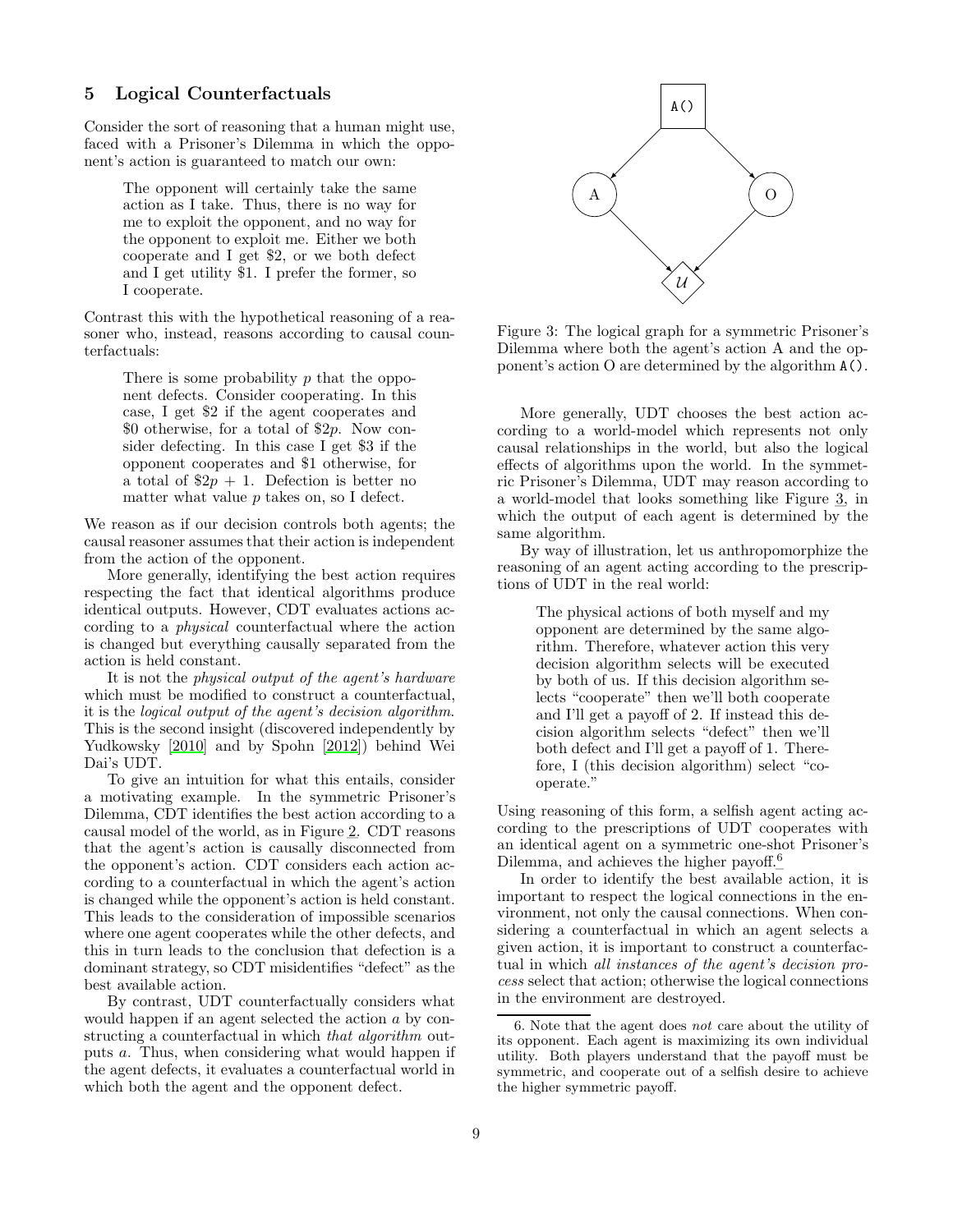## 5 Logical Counterfactuals

Consider the sort of reasoning that a human might use, faced with a Prisoner's Dilemma in which the opponent's action is guaranteed to match our own:

> The opponent will certainly take the same action as I take. Thus, there is no way for me to exploit the opponent, and no way for the opponent to exploit me. Either we both cooperate and I get \$2, or we both defect and I get utility \$1. I prefer the former, so I cooperate.

Contrast this with the hypothetical reasoning of a reasoner who, instead, reasons according to causal counterfactuals:

> There is some probability $p$ that the opponent defects. Consider cooperating. In this case, I get \$2 if the agent cooperates and \$0 otherwise, for a total of \$$2p$. Now consider defecting. In this case I get \$3 if the opponent cooperates and \$1 otherwise, for a total of \$$2p + 1$. Defection is better no matter what value $p$ takes on, so I defect.

We reason as if our decision controls both agents; the causal reasoner assumes that their action is independent from the action of the opponent.

More generally, identifying the best action requires respecting the fact that identical algorithms produce identical outputs. However, CDT evaluates actions according to a *physical* counterfactual where the action is changed but everything causally separated from the action is held constant.

It is not the *physical output of the agent's hardware* which must be modified to construct a counterfactual, it is the *logical output of the agent's decision algorithm*. This is the second insight (discovered independently by Yudkowsky [2010] and by Spohn [2012]) behind Wei Dai's UDT.

To give an intuition for what this entails, consider a motivating example. In the symmetric Prisoner's Dilemma, CDT identifies the best action according to a causal model of the world, as in Figure 2. CDT reasons that the agent's action is causally disconnected from the opponent's action. CDT considers each action according to a counterfactual in which the agent's action is changed while the opponent's action is held constant. This leads to the consideration of impossible scenarios where one agent cooperates while the other defects, and this in turn leads to the conclusion that defection is a dominant strategy, so CDT misidentifies "defect" as the best available action.

By contrast, UDT counterfactually considers what would happen if an agent selected the action $a$ by constructing a counterfactual in which *that algorithm* outputs $a$. Thus, when considering what would happen if the agent defects, it evaluates a counterfactual world in which both the agent and the opponent defect.

Figure 3: The logical graph for a symmetric Prisoner's Dilemma where both the agent's action A and the opponent's action O are determined by the algorithm `A()`.

More generally, UDT chooses the best action according to a world-model which represents not only causal relationships in the world, but also the logical effects of algorithms upon the world. In the symmetric Prisoner's Dilemma, UDT may reason according to a world-model that looks something like Figure 3, in which the output of each agent is determined by the same algorithm.

By way of illustration, let us anthropomorphize the reasoning of an agent acting according to the prescriptions of UDT in the real world:

> The physical actions of both myself and my opponent are determined by the same algorithm. Therefore, whatever action this very decision algorithm selects will be executed by both of us. If this decision algorithm selects "cooperate" then we'll both cooperate and I'll get a payoff of 2. If instead this decision algorithm selects "defect" then we'll both defect and I'll get a payoff of 1. Therefore, I (this decision algorithm) select "cooperate."

Using reasoning of this form, a selfish agent acting according to the prescriptions of UDT cooperates with an identical agent on a symmetric one-shot Prisoner's Dilemma, and achieves the higher payoff.[6]

In order to identify the best available action, it is important to respect the logical connections in the environment, not only the causal connections. When considering a counterfactual in which an agent selects a given action, it is important to construct a counterfactual in which *all instances of the agent's decision process* select that action; otherwise the logical connections in the environment are destroyed.

6. Note that the agent does *not* care about the utility of its opponent. Each agent is maximizing its own individual utility. Both players understand that the payoff must be symmetric, and cooperate out of a selfish desire to achieve the higher symmetric payoff.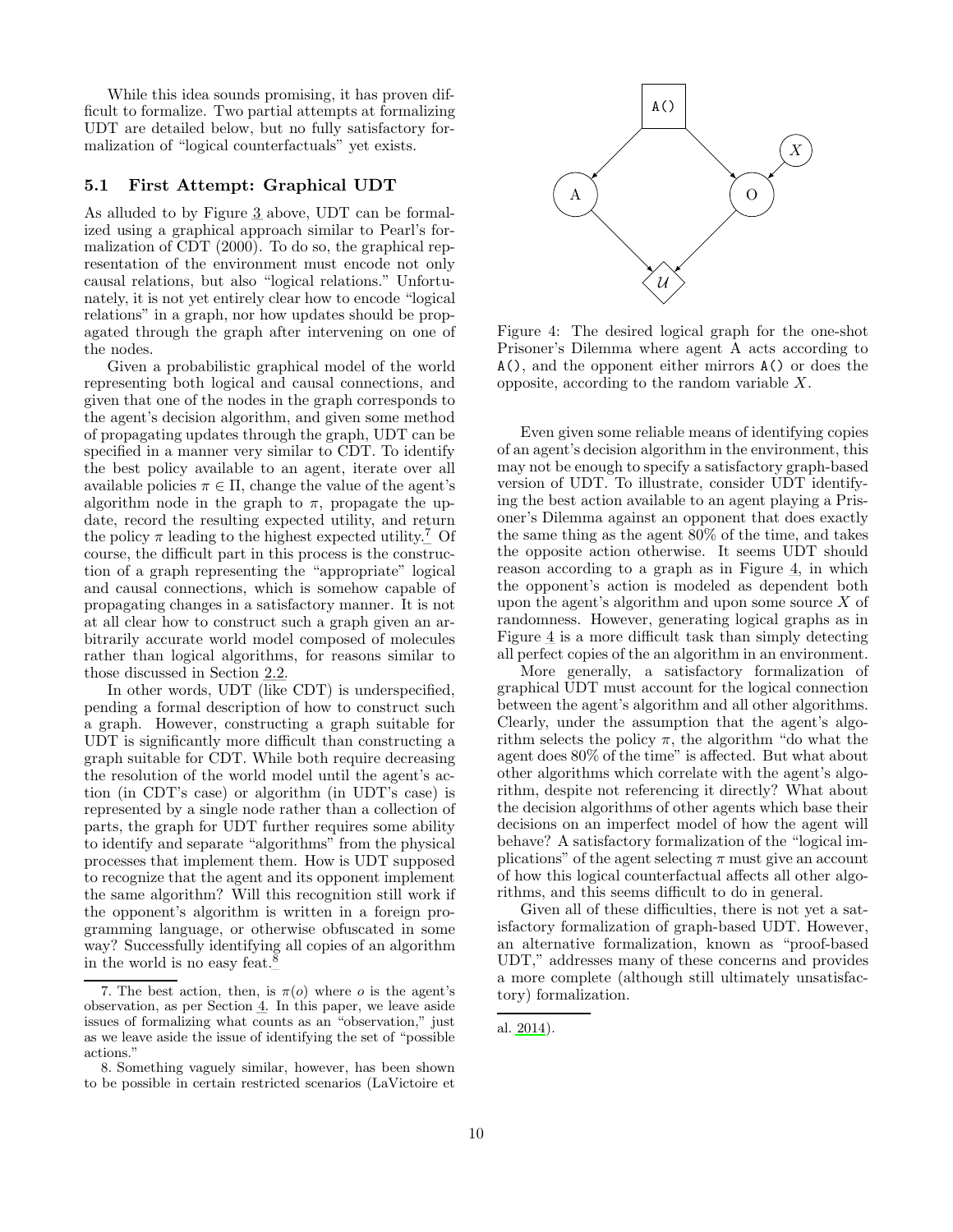While this idea sounds promising, it has proven difficult to formalize. Two partial attempts at formalizing UDT are detailed below, but no fully satisfactory formalization of "logical counterfactuals" yet exists.

### 5.1 First Attempt: Graphical UDT

As alluded to by Figure 3 above, UDT can be formalized using a graphical approach similar to Pearl's formalization of CDT (2000). To do so, the graphical representation of the environment must encode not only causal relations, but also "logical relations." Unfortunately, it is not yet entirely clear how to encode "logical relations" in a graph, nor how updates should be propagated through the graph after intervening on one of the nodes.

Given a probabilistic graphical model of the world representing both logical and causal connections, and given that one of the nodes in the graph corresponds to the agent's decision algorithm, and given some method of propagating updates through the graph, UDT can be specified in a manner very similar to CDT. To identify the best policy available to an agent, iterate over all available policies $\pi \in \Pi$, change the value of the agent's algorithm node in the graph to $\pi$, propagate the update, record the resulting expected utility, and return the policy $\pi$ leading to the highest expected utility.[7] Of course, the difficult part in this process is the construction of a graph representing the "appropriate" logical and causal connections, which is somehow capable of propagating changes in a satisfactory manner. It is not at all clear how to construct such a graph given an arbitrarily accurate world model composed of molecules rather than logical algorithms, for reasons similar to those discussed in Section 2.2.

In other words, UDT (like CDT) is underspecified, pending a formal description of how to construct such a graph. However, constructing a graph suitable for UDT is significantly more difficult than constructing a graph suitable for CDT. While both require decreasing the resolution of the world model until the agent's action (in CDT's case) or algorithm (in UDT's case) is represented by a single node rather than a collection of parts, the graph for UDT further requires some ability to identify and separate "algorithms" from the physical processes that implement them. How is UDT supposed to recognize that the agent and its opponent implement the same algorithm? Will this recognition still work if the opponent's algorithm is written in a foreign programming language, or otherwise obfuscated in some way? Successfully identifying all copies of an algorithm in the world is no easy feat.[8]

Figure 4: The desired logical graph for the one-shot Prisoner's Dilemma where agent A acts according to `A()`, and the opponent either mirrors `A()` or does the opposite, according to the random variable $X$.

Even given some reliable means of identifying copies of an agent's decision algorithm in the environment, this may not be enough to specify a satisfactory graph-based version of UDT. To illustrate, consider UDT identifying the best action available to an agent playing a Prisoner's Dilemma against an opponent that does exactly the same thing as the agent 80% of the time, and takes the opposite action otherwise. It seems UDT should reason according to a graph as in Figure 4, in which the opponent's action is modeled as dependent both upon the agent's algorithm and upon some source $X$ of randomness. However, generating logical graphs as in Figure 4 is a more difficult task than simply detecting all perfect copies of the an algorithm in an environment.

More generally, a satisfactory formalization of graphical UDT must account for the logical connection between the agent's algorithm and all other algorithms. Clearly, under the assumption that the agent's algorithm selects the policy $\pi$, the algorithm "do what the agent does 80% of the time" is affected. But what about other algorithms which correlate with the agent's algorithm, despite not referencing it directly? What about the decision algorithms of other agents which base their decisions on an imperfect model of how the agent will behave? A satisfactory formalization of the "logical implications" of the agent selecting $\pi$ must give an account of how this logical counterfactual affects all other algorithms, and this seems difficult to do in general.

Given all of these difficulties, there is not yet a satisfactory formalization of graph-based UDT. However, an alternative formalization, known as "proof-based UDT," addresses many of these concerns and provides a more complete (although still ultimately unsatisfactory) formalization.

---

7. The best action, then, is $\pi(o)$ where $o$ is the agent's observation, as per Section 4. In this paper, we leave aside issues of formalizing what counts as an "observation," just as we leave aside the issue of identifying the set of "possible actions."

8. Something vaguely similar, however, has been shown to be possible in certain restricted scenarios (LaVictoire et al. 2014).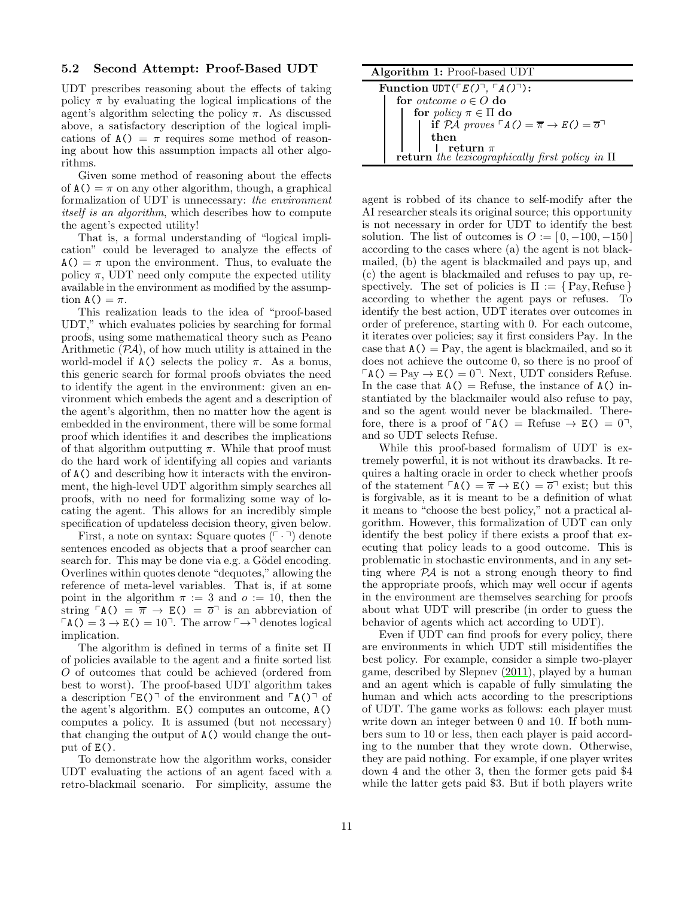### 5.2 Second Attempt: Proof-Based UDT

UDT prescribes reasoning about the effects of taking policy $\pi$ by evaluating the logical implications of the agent's algorithm selecting the policy $\pi$. As discussed above, a satisfactory description of the logical implications of $\texttt{A()} = \pi$ requires some method of reasoning about how this assumption impacts all other algorithms.

Given some method of reasoning about the effects of $\texttt{A()} = \pi$ on any other algorithm, though, a graphical formalization of UDT is unnecessary: *the environment itself is an algorithm*, which describes how to compute the agent's expected utility!

That is, a formal understanding of "logical implication" could be leveraged to analyze the effects of $\texttt{A()} = \pi$ upon the environment. Thus, to evaluate the policy $\pi$, UDT need only compute the expected utility available in the environment as modified by the assumption $\texttt{A()} = \pi$.

This realization leads to the idea of "proof-based UDT," which evaluates policies by searching for formal proofs, using some mathematical theory such as Peano Arithmetic ($\mathcal{PA}$), of how much utility is attained in the world-model if $\texttt{A()}$ selects the policy $\pi$. As a bonus, this generic search for formal proofs obviates the need to identify the agent in the environment: given an environment which embeds the agent and a description of the agent's algorithm, then no matter how the agent is embedded in the environment, there will be some formal proof which identifies it and describes the implications of that algorithm outputting $\pi$. While that proof must do the hard work of identifying all copies and variants of $\texttt{A()}$ and describing how it interacts with the environment, the high-level UDT algorithm simply searches all proofs, with no need for formalizing some way of locating the agent. This allows for an incredibly simple specification of updateless decision theory, given below.

First, a note on syntax: Square quotes ($\ulcorner \cdot \urcorner$) denote sentences encoded as objects that a proof searcher can search for. This may be done via e.g. a Gödel encoding. Overlines within quotes denote "dequotes," allowing the reference of meta-level variables. That is, if at some point in the algorithm $\pi := 3$ and $o := 10$, then the string $\ulcorner \texttt{A()} = \overline{\pi} \rightarrow \texttt{E()} = \overline{o} \urcorner$ is an abbreviation of $\ulcorner \texttt{A()} = 3 \rightarrow \texttt{E()} = 10 \urcorner$. The arrow $\ulcorner \rightarrow \urcorner$ denotes logical implication.

The algorithm is defined in terms of a finite set $\Pi$ of policies available to the agent and a finite sorted list $O$ of outcomes that could be achieved (ordered from best to worst). The proof-based UDT algorithm takes a description $\ulcorner \texttt{E()} \urcorner$ of the environment and $\ulcorner \texttt{A()} \urcorner$ of the agent's algorithm. $\texttt{E()}$ computes an outcome, $\texttt{A()}$ computes a policy. It is assumed (but not necessary) that changing the output of $\texttt{A()}$ would change the output of $\texttt{E()}$.

To demonstrate how the algorithm works, consider UDT evaluating the actions of an agent faced with a retro-blackmail scenario. For simplicity, assume the agent is robbed of its chance to self-modify after the AI researcher steals its original source; this opportunity is not necessary in order for UDT to identify the best solution. The list of outcomes is $O := [\,0, -100, -150\,]$ according to the cases where (a) the agent is not blackmailed, (b) the agent is blackmailed and pays up, and (c) the agent is blackmailed and refuses to pay up, respectively. The set of policies is $\Pi := \{\,\text{Pay}, \text{Refuse}\,\}$ according to whether the agent pays or refuses. To identify the best action, UDT iterates over outcomes in order of preference, starting with 0. For each outcome, it iterates over policies; say it first considers Pay. In the case that $\texttt{A()} = \text{Pay}$, the agent is blackmailed, and so it does not achieve the outcome 0, so there is no proof of $\ulcorner \texttt{A()} = \text{Pay} \rightarrow \texttt{E()} = 0 \urcorner$. Next, UDT considers Refuse. In the case that $\texttt{A()} = \text{Refuse}$, the instance of $\texttt{A()}$ instantiated by the blackmailer would also refuse to pay, and so the agent would never be blackmailed. Therefore, there is a proof of $\ulcorner \texttt{A()} = \text{Refuse} \rightarrow \texttt{E()} = 0 \urcorner$, and so UDT selects Refuse.

**Algorithm 1:** Proof-based UDT

```
Function UDT(⌜E()⌝, ⌜A()⌝):
    for outcome o ∈ O do
        for policy π ∈ Π do
            if PA proves ⌜A() = π̄ → E() = ō⌝ then
                return π
    return the lexicographically first policy in Π
```

While this proof-based formalism of UDT is extremely powerful, it is not without its drawbacks. It requires a halting oracle in order to check whether proofs of the statement $\ulcorner \texttt{A()} = \overline{\pi} \rightarrow \texttt{E()} = \overline{o} \urcorner$ exist; but this is forgivable, as it is meant to be a definition of what it means to "choose the best policy," not a practical algorithm. However, this formalization of UDT can only identify the best policy if there exists a proof that executing that policy leads to a good outcome. This is problematic in stochastic environments, and in any setting where $\mathcal{PA}$ is not a strong enough theory to find the appropriate proofs, which may well occur if agents in the environment are themselves searching for proofs about what UDT will prescribe (in order to guess the behavior of agents which act according to UDT).

Even if UDT can find proofs for every policy, there are environments in which UDT still misidentifies the best policy. For example, consider a simple two-player game, described by Slepnev (2011), played by a human and an agent which is capable of fully simulating the human and which acts according to the prescriptions of UDT. The game works as follows: each player must write down an integer between 0 and 10. If both numbers sum to 10 or less, then each player is paid according to the number that they wrote down. Otherwise, they are paid nothing. For example, if one player writes down 4 and the other 3, then the former gets paid \$4 while the latter gets paid \$3. But if both players write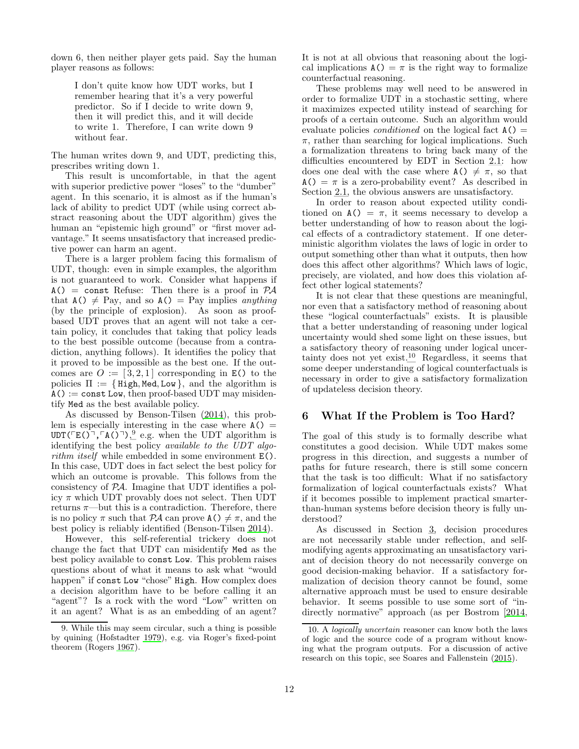down 6, then neither player gets paid. Say the human player reasons as follows:

> I don't quite know how UDT works, but I remember hearing that it's a very powerful predictor. So if I decide to write down 9, then it will predict this, and it will decide to write 1. Therefore, I can write down 9 without fear.

The human writes down 9, and UDT, predicting this, prescribes writing down 1.

This result is uncomfortable, in that the agent with superior predictive power "loses" to the "dumber" agent. In this scenario, it is almost as if the human's lack of ability to predict UDT (while using correct abstract reasoning about the UDT algorithm) gives the human an "epistemic high ground" or "first mover advantage." It seems unsatisfactory that increased predictive power can harm an agent.

There is a larger problem facing this formalism of UDT, though: even in simple examples, the algorithm is not guaranteed to work. Consider what happens if `A()` = `const` Refuse: Then there is a proof in $\mathcal{PA}$ that `A()` $\neq$ Pay, and so `A()` = Pay implies *anything* (by the principle of explosion). As soon as proof-based UDT proves that an agent will not take a certain policy, it concludes that taking that policy leads to the best possible outcome (because from a contradiction, anything follows). It identifies the policy that it proved to be impossible as the best one. If the outcomes are $O := [3, 2, 1]$ corresponding in `E()` to the policies $\Pi := \{$ `High`, `Med`, `Low` $\}$, and the algorithm is `A()` := `const Low`, then proof-based UDT may misidentify `Med` as the best available policy.

As discussed by Benson-Tilsen (2014), this problem is especially interesting in the case where `A()` = `UDT(⌜E()⌝,⌜A()⌝)`,[9] e.g. when the UDT algorithm is identifying the best policy *available to the UDT algorithm itself* while embedded in some environment `E()`. In this case, UDT does in fact select the best policy for which an outcome is provable. This follows from the consistency of $\mathcal{PA}$. Imagine that UDT identifies a policy $\pi$ which UDT provably does not select. Then UDT returns $\pi$—but this is a contradiction. Therefore, there is no policy $\pi$ such that $\mathcal{PA}$ can prove `A()` $\neq \pi$, and the best policy is reliably identified (Benson-Tilsen 2014).

However, this self-referential trickery does not change the fact that UDT can misidentify `Med` as the best policy available to `const Low`. This problem raises questions about of what it means to ask what "would happen" if `const Low` "chose" `High`. How complex does a decision algorithm have to be before calling it an "agent"? Is a rock with the word "Low" written on it an agent? What is as an embedding of an agent? It is not at all obvious that reasoning about the logical implications `A()` $= \pi$ is the right way to formalize counterfactual reasoning.

These problems may well need to be answered in order to formalize UDT in a stochastic setting, where it maximizes expected utility instead of searching for proofs of a certain outcome. Such an algorithm would evaluate policies *conditioned* on the logical fact `A()` $= \pi$, rather than searching for logical implications. Such a formalization threatens to bring back many of the difficulties encountered by EDT in Section 2.1: how does one deal with the case where `A()` $\neq \pi$, so that `A()` $= \pi$ is a zero-probability event? As described in Section 2.1, the obvious answers are unsatisfactory.

In order to reason about expected utility conditioned on `A()` $= \pi$, it seems necessary to develop a better understanding of how to reason about the logical effects of a contradictory statement. If one deterministic algorithm violates the laws of logic in order to output something other than what it outputs, then how does this affect other algorithms? Which laws of logic, precisely, are violated, and how does this violation affect other logical statements?

It is not clear that these questions are meaningful, nor even that a satisfactory method of reasoning about these "logical counterfactuals" exists. It is plausible that a better understanding of reasoning under logical uncertainty would shed some light on these issues, but a satisfactory theory of reasoning under logical uncertainty does not yet exist.[10] Regardless, it seems that some deeper understanding of logical counterfactuals is necessary in order to give a satisfactory formalization of updateless decision theory.

## 6 What If the Problem is Too Hard?

The goal of this study is to formally describe what constitutes a good decision. While UDT makes some progress in this direction, and suggests a number of paths for future research, there is still some concern that the task is too difficult: What if no satisfactory formalization of logical counterfactuals exists? What if it becomes possible to implement practical smarter-than-human systems before decision theory is fully understood?

As discussed in Section 3, decision procedures are not necessarily stable under reflection, and self-modifying agents approximating an unsatisfactory variant of decision theory do not necessarily converge on good decision-making behavior. If a satisfactory formalization of decision theory cannot be found, some alternative approach must be used to ensure desirable behavior. It seems possible to use some sort of "indirectly normative" approach (as per Bostrom [2014,

---

9. While this may seem circular, such a thing is possible by quining (Hofstadter 1979), e.g. via Roger's fixed-point theorem (Rogers 1967).

10. A *logically uncertain* reasoner can know both the laws of logic and the source code of a program without knowing what the program outputs. For a discussion of active research on this topic, see Soares and Fallenstein (2015).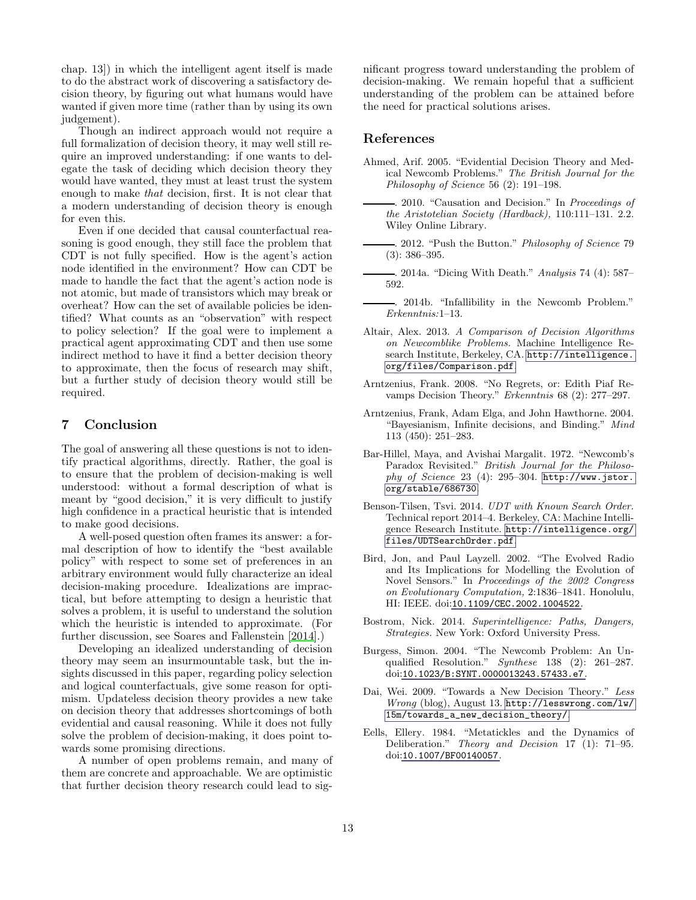chap. 13]) in which the intelligent agent itself is made to do the abstract work of discovering a satisfactory decision theory, by figuring out what humans would have wanted if given more time (rather than by using its own judgement).

Though an indirect approach would not require a full formalization of decision theory, it may well still require an improved understanding: if one wants to delegate the task of deciding which decision theory they would have wanted, they must at least trust the system enough to make *that* decision, first. It is not clear that a modern understanding of decision theory is enough for even this.

Even if one decided that causal counterfactual reasoning is good enough, they still face the problem that CDT is not fully specified. How is the agent's action node identified in the environment? How can CDT be made to handle the fact that the agent's action node is not atomic, but made of transistors which may break or overheat? How can the set of available policies be identified? What counts as an "observation" with respect to policy selection? If the goal were to implement a practical agent approximating CDT and then use some indirect method to have it find a better decision theory to approximate, then the focus of research may shift, but a further study of decision theory would still be required.

## 7 Conclusion

The goal of answering all these questions is not to identify practical algorithms, directly. Rather, the goal is to ensure that the problem of decision-making is well understood: without a formal description of what is meant by "good decision," it is very difficult to justify high confidence in a practical heuristic that is intended to make good decisions.

A well-posed question often frames its answer: a formal description of how to identify the "best available policy" with respect to some set of preferences in an arbitrary environment would fully characterize an ideal decision-making procedure. Idealizations are impractical, but before attempting to design a heuristic that solves a problem, it is useful to understand the solution which the heuristic is intended to approximate. (For further discussion, see Soares and Fallenstein [2014].)

Developing an idealized understanding of decision theory may seem an insurmountable task, but the insights discussed in this paper, regarding policy selection and logical counterfactuals, give some reason for optimism. Updateless decision theory provides a new take on decision theory that addresses shortcomings of both evidential and causal reasoning. While it does not fully solve the problem of decision-making, it does point towards some promising directions.

A number of open problems remain, and many of them are concrete and approachable. We are optimistic that further decision theory research could lead to significant progress toward understanding the problem of decision-making. We remain hopeful that a sufficient understanding of the problem can be attained before the need for practical solutions arises.

## References

Ahmed, Arif. 2005. "Evidential Decision Theory and Medical Newcomb Problems." *The British Journal for the Philosophy of Science* 56 (2): 191–198.

———. 2010. "Causation and Decision." In *Proceedings of the Aristotelian Society (Hardback),* 110:111–131. 2.2. Wiley Online Library.

———. 2012. "Push the Button." *Philosophy of Science* 79 (3): 386–395.

———. 2014a. "Dicing With Death." *Analysis* 74 (4): 587–592.

———. 2014b. "Infallibility in the Newcomb Problem." *Erkenntnis:*1–13.

Altair, Alex. 2013. *A Comparison of Decision Algorithms on Newcomblike Problems.* Machine Intelligence Research Institute, Berkeley, CA. http://intelligence.org/files/Comparison.pdf.

Arntzenius, Frank. 2008. "No Regrets, or: Edith Piaf Revamps Decision Theory." *Erkenntnis* 68 (2): 277–297.

Arntzenius, Frank, Adam Elga, and John Hawthorne. 2004. "Bayesianism, Infinite decisions, and Binding." *Mind* 113 (450): 251–283.

Bar-Hillel, Maya, and Avishai Margalit. 1972. "Newcomb's Paradox Revisited." *British Journal for the Philosophy of Science* 23 (4): 295–304. http://www.jstor.org/stable/686730.

Benson-Tilsen, Tsvi. 2014. *UDT with Known Search Order.* Technical report 2014–4. Berkeley, CA: Machine Intelligence Research Institute. http://intelligence.org/files/UDTSearchOrder.pdf.

Bird, Jon, and Paul Layzell. 2002. "The Evolved Radio and Its Implications for Modelling the Evolution of Novel Sensors." In *Proceedings of the 2002 Congress on Evolutionary Computation,* 2:1836–1841. Honolulu, HI: IEEE. doi:10.1109/CEC.2002.1004522.

Bostrom, Nick. 2014. *Superintelligence: Paths, Dangers, Strategies.* New York: Oxford University Press.

Burgess, Simon. 2004. "The Newcomb Problem: An Unqualified Resolution." *Synthese* 138 (2): 261–287. doi:10.1023/B:SYNT.0000013243.57433.e7.

Dai, Wei. 2009. "Towards a New Decision Theory." *Less Wrong* (blog), August 13. http://lesswrong.com/lw/15m/towards_a_new_decision_theory/.

Eells, Ellery. 1984. "Metatickles and the Dynamics of Deliberation." *Theory and Decision* 17 (1): 71–95. doi:10.1007/BF00140057.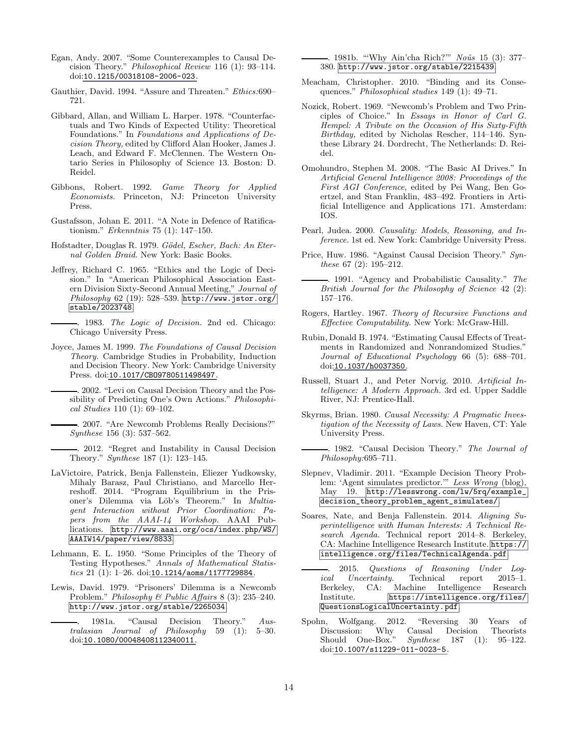Egan, Andy. 2007. "Some Counterexamples to Causal Decision Theory." *Philosophical Review* 116 (1): 93–114. doi:10.1215/00318108-2006-023.

Gauthier, David. 1994. "Assure and Threaten." *Ethics*:690–721.

Gibbard, Allan, and William L. Harper. 1978. "Counterfactuals and Two Kinds of Expected Utility: Theoretical Foundations." In *Foundations and Applications of Decision Theory,* edited by Clifford Alan Hooker, James J. Leach, and Edward F. McClennen. The Western Ontario Series in Philosophy of Science 13. Boston: D. Reidel.

Gibbons, Robert. 1992. *Game Theory for Applied Economists.* Princeton, NJ: Princeton University Press.

Gustafsson, Johan E. 2011. "A Note in Defence of Ratificationism." *Erkenntnis* 75 (1): 147–150.

Hofstadter, Douglas R. 1979. *Gödel, Escher, Bach: An Eternal Golden Braid.* New York: Basic Books.

Jeffrey, Richard C. 1965. "Ethics and the Logic of Decision." In "American Philosophical Association Eastern Division Sixty-Second Annual Meeting," *Journal of Philosophy* 62 (19): 528–539. http://www.jstor.org/stable/2023748.

———. 1983. *The Logic of Decision.* 2nd ed. Chicago: Chicago University Press.

Joyce, James M. 1999. *The Foundations of Causal Decision Theory.* Cambridge Studies in Probability, Induction and Decision Theory. New York: Cambridge University Press. doi:10.1017/CBO9780511498497.

———. 2002. "Levi on Causal Decision Theory and the Possibility of Predicting One's Own Actions." *Philosophical Studies* 110 (1): 69–102.

———. 2007. "Are Newcomb Problems Really Decisions?" *Synthese* 156 (3): 537–562.

———. 2012. "Regret and Instability in Causal Decision Theory." *Synthese* 187 (1): 123–145.

LaVictoire, Patrick, Benja Fallenstein, Eliezer Yudkowsky, Mihaly Barasz, Paul Christiano, and Marcello Herreshoff. 2014. "Program Equilibrium in the Prisoner's Dilemma via Löb's Theorem." In *Multiagent Interaction without Prior Coordination: Papers from the AAAI-14 Workshop.* AAAI Publications. http://www.aaai.org/ocs/index.php/WS/AAAIW14/paper/view/8833.

Lehmann, E. L. 1950. "Some Principles of the Theory of Testing Hypotheses." *Annals of Mathematical Statistics* 21 (1): 1–26. doi:10.1214/aoms/1177729884.

Lewis, David. 1979. "Prisoners' Dilemma is a Newcomb Problem." *Philosophy & Public Affairs* 8 (3): 235–240. http://www.jstor.org/stable/2265034.

———. 1981a. "Causal Decision Theory." *Australasian Journal of Philosophy* 59 (1): 5–30. doi:10.1080/00048408112340011.

———. 1981b. "'Why Ain'cha Rich?'" *Noûs* 15 (3): 377–380. http://www.jstor.org/stable/2215439.

Meacham, Christopher. 2010. "Binding and its Consequences." *Philosophical studies* 149 (1): 49–71.

Nozick, Robert. 1969. "Newcomb's Problem and Two Principles of Choice." In *Essays in Honor of Carl G. Hempel: A Tribute on the Occasion of His Sixty-Fifth Birthday,* edited by Nicholas Rescher, 114–146. Synthese Library 24. Dordrecht, The Netherlands: D. Reidel.

Omohundro, Stephen M. 2008. "The Basic AI Drives." In *Artificial General Intelligence 2008: Proceedings of the First AGI Conference,* edited by Pei Wang, Ben Goertzel, and Stan Franklin, 483–492. Frontiers in Artificial Intelligence and Applications 171. Amsterdam: IOS.

Pearl, Judea. 2000. *Causality: Models, Reasoning, and Inference.* 1st ed. New York: Cambridge University Press.

Price, Huw. 1986. "Against Causal Decision Theory." *Synthese* 67 (2): 195–212.

———. 1991. "Agency and Probabilistic Causality." *The British Journal for the Philosophy of Science* 42 (2): 157–176.

Rogers, Hartley. 1967. *Theory of Recursive Functions and Effective Computability.* New York: McGraw-Hill.

Rubin, Donald B. 1974. "Estimating Causal Effects of Treatments in Randomized and Nonrandomized Studies." *Journal of Educational Psychology* 66 (5): 688–701. doi:10.1037/h0037350.

Russell, Stuart J., and Peter Norvig. 2010. *Artificial Intelligence: A Modern Approach.* 3rd ed. Upper Saddle River, NJ: Prentice-Hall.

Skyrms, Brian. 1980. *Causal Necessity: A Pragmatic Investigation of the Necessity of Laws.* New Haven, CT: Yale University Press.

———. 1982. "Causal Decision Theory." *The Journal of Philosophy*:695–711.

Slepnev, Vladimir. 2011. "Example Decision Theory Problem: 'Agent simulates predictor.'" *Less Wrong* (blog), May 19. http://lesswrong.com/lw/5rq/example_decision_theory_problem_agent_simulates/.

Soares, Nate, and Benja Fallenstein. 2014. *Aligning Superintelligence with Human Interests: A Technical Research Agenda.* Technical report 2014–8. Berkeley, CA: Machine Intelligence Research Institute. https://intelligence.org/files/TechnicalAgenda.pdf.

———. 2015. *Questions of Reasoning Under Logical Uncertainty.* Technical report 2015–1. Berkeley, CA: Machine Intelligence Research Institute. https://intelligence.org/files/QuestionsLogicalUncertainty.pdf.

Spohn, Wolfgang. 2012. "Reversing 30 Years of Discussion: Why Causal Decision Theorists Should One-Box." *Synthese* 187 (1): 95–122. doi:10.1007/s11229-011-0023-5.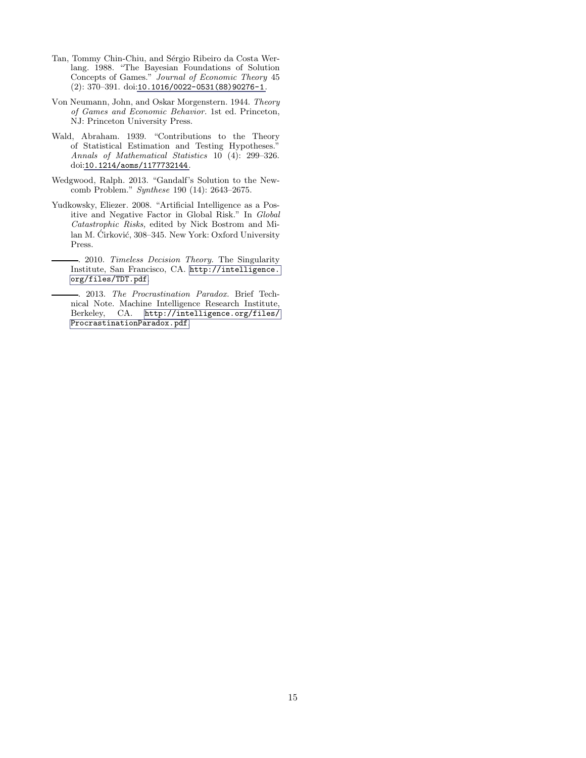Tan, Tommy Chin-Chiu, and Sérgio Ribeiro da Costa Werlang. 1988. "The Bayesian Foundations of Solution Concepts of Games." *Journal of Economic Theory* 45 (2): 370–391. doi:10.1016/0022-0531(88)90276-1.

Von Neumann, John, and Oskar Morgenstern. 1944. *Theory of Games and Economic Behavior*. 1st ed. Princeton, NJ: Princeton University Press.

Wald, Abraham. 1939. "Contributions to the Theory of Statistical Estimation and Testing Hypotheses." *Annals of Mathematical Statistics* 10 (4): 299–326. doi:10.1214/aoms/1177732144.

Wedgwood, Ralph. 2013. "Gandalf's Solution to the Newcomb Problem." *Synthese* 190 (14): 2643–2675.

Yudkowsky, Eliezer. 2008. "Artificial Intelligence as a Positive and Negative Factor in Global Risk." In *Global Catastrophic Risks,* edited by Nick Bostrom and Milan M. Ćirković, 308–345. New York: Oxford University Press.

———. 2010. *Timeless Decision Theory*. The Singularity Institute, San Francisco, CA. http://intelligence.org/files/TDT.pdf.

———. 2013. *The Procrastination Paradox*. Brief Technical Note. Machine Intelligence Research Institute, Berkeley, CA. http://intelligence.org/files/ProcrastinationParadox.pdf.